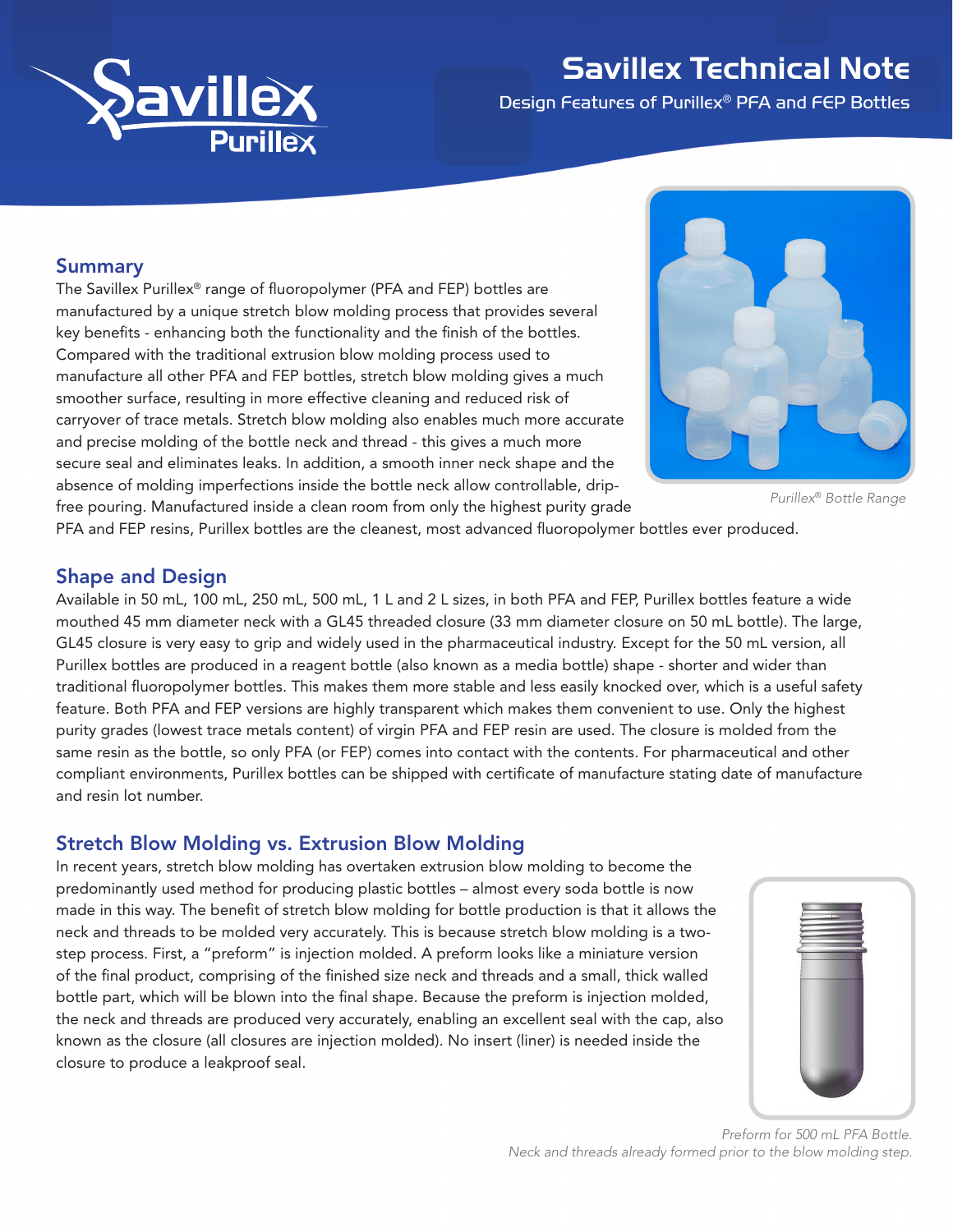# Savillex Technical Note

## Design Features of Purillex® PFA and FEP Bottles

## Summary

The Savillex Purillex® range of fluoropolymer (PFA and FEP) bottles are manufactured by a unique stretch blow molding process that provides several key benefits - enhancing both the functionality and the finish of the bottles. Compared with the traditional extrusion blow molding process used to manufacture all other PFA and FEP bottles, stretch blow molding gives a much smoother surface, resulting in more effective cleaning and reduced risk of carryover of trace metals. Stretch blow molding also enables much more accurate and precise molding of the bottle neck and thread - this gives a much more secure seal and eliminates leaks. In addition, a smooth inner neck shape and the absence of molding imperfections inside the bottle neck allow controllable, drip-free pouring. Manufactured inside a clean room from only the highest purity grade PFA and FEP resins, Purillex bottles are the cleanest, most advanced fluoropolymer bottles ever produced.

*Purillex® Bottle Range*

## Shape and Design

Available in 50 mL, 100 mL, 250 mL, 500 mL, 1 L and 2 L sizes, in both PFA and FEP, Purillex bottles feature a wide mouthed 45 mm diameter neck with a GL45 threaded closure (33 mm diameter closure on 50 mL bottle). The large, GL45 closure is very easy to grip and widely used in the pharmaceutical industry. Except for the 50 mL version, all Purillex bottles are produced in a reagent bottle (also known as a media bottle) shape - shorter and wider than traditional fluoropolymer bottles. This makes them more stable and less easily knocked over, which is a useful safety feature. Both PFA and FEP versions are highly transparent which makes them convenient to use. Only the highest purity grades (lowest trace metals content) of virgin PFA and FEP resin are used. The closure is molded from the same resin as the bottle, so only PFA (or FEP) comes into contact with the contents. For pharmaceutical and other compliant environments, Purillex bottles can be shipped with certificate of manufacture stating date of manufacture and resin lot number.

## Stretch Blow Molding vs. Extrusion Blow Molding

In recent years, stretch blow molding has overtaken extrusion blow molding to become the predominantly used method for producing plastic bottles – almost every soda bottle is now made in this way. The benefit of stretch blow molding for bottle production is that it allows the neck and threads to be molded very accurately. This is because stretch blow molding is a two-step process. First, a "preform" is injection molded. A preform looks like a miniature version of the final product, comprising of the finished size neck and threads and a small, thick walled bottle part, which will be blown into the final shape. Because the preform is injection molded, the neck and threads are produced very accurately, enabling an excellent seal with the cap, also known as the closure (all closures are injection molded). No insert (liner) is needed inside the closure to produce a leakproof seal.

*Preform for 500 mL PFA Bottle.*
*Neck and threads already formed prior to the blow molding step.*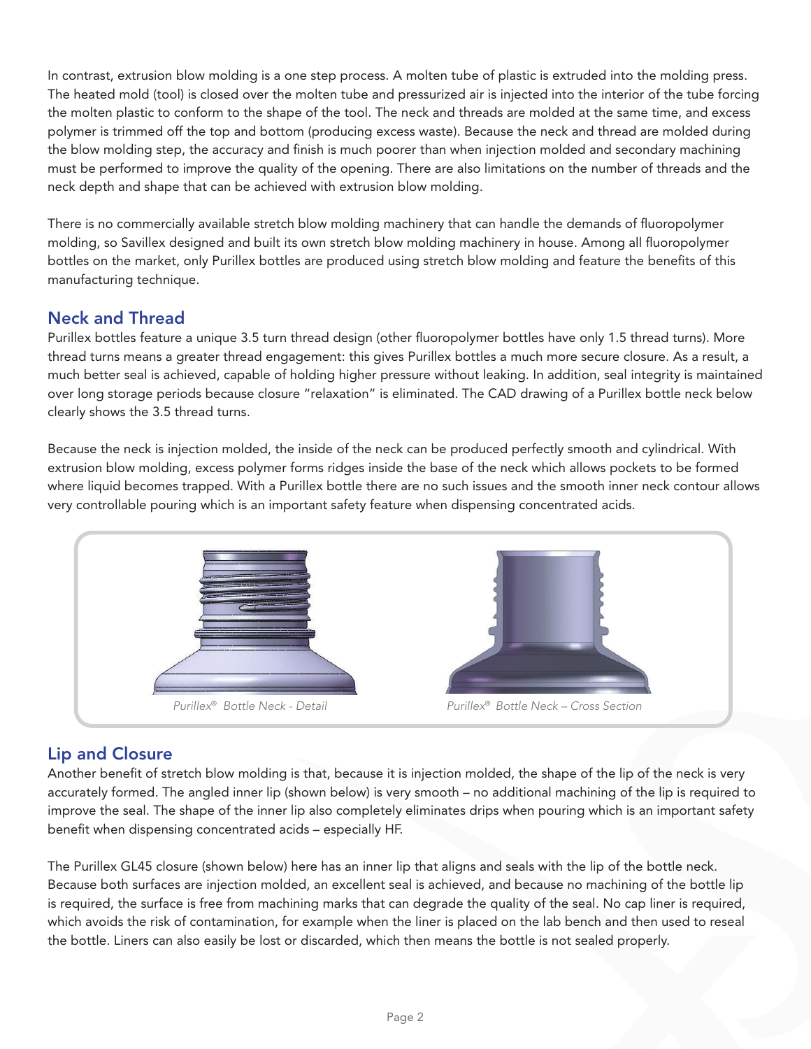In contrast, extrusion blow molding is a one step process. A molten tube of plastic is extruded into the molding press. The heated mold (tool) is closed over the molten tube and pressurized air is injected into the interior of the tube forcing the molten plastic to conform to the shape of the tool. The neck and threads are molded at the same time, and excess polymer is trimmed off the top and bottom (producing excess waste). Because the neck and thread are molded during the blow molding step, the accuracy and finish is much poorer than when injection molded and secondary machining must be performed to improve the quality of the opening. There are also limitations on the number of threads and the neck depth and shape that can be achieved with extrusion blow molding.

There is no commercially available stretch blow molding machinery that can handle the demands of fluoropolymer molding, so Savillex designed and built its own stretch blow molding machinery in house. Among all fluoropolymer bottles on the market, only Purillex bottles are produced using stretch blow molding and feature the benefits of this manufacturing technique.

## Neck and Thread

Purillex bottles feature a unique 3.5 turn thread design (other fluoropolymer bottles have only 1.5 thread turns). More thread turns means a greater thread engagement: this gives Purillex bottles a much more secure closure. As a result, a much better seal is achieved, capable of holding higher pressure without leaking. In addition, seal integrity is maintained over long storage periods because closure "relaxation" is eliminated. The CAD drawing of a Purillex bottle neck below clearly shows the 3.5 thread turns.

Because the neck is injection molded, the inside of the neck can be produced perfectly smooth and cylindrical. With extrusion blow molding, excess polymer forms ridges inside the base of the neck which allows pockets to be formed where liquid becomes trapped. With a Purillex bottle there are no such issues and the smooth inner neck contour allows very controllable pouring which is an important safety feature when dispensing concentrated acids.

*Purillex® Bottle Neck - Detail*

*Purillex® Bottle Neck – Cross Section*

## Lip and Closure

Another benefit of stretch blow molding is that, because it is injection molded, the shape of the lip of the neck is very accurately formed. The angled inner lip (shown below) is very smooth – no additional machining of the lip is required to improve the seal. The shape of the inner lip also completely eliminates drips when pouring which is an important safety benefit when dispensing concentrated acids – especially HF.

The Purillex GL45 closure (shown below) here has an inner lip that aligns and seals with the lip of the bottle neck. Because both surfaces are injection molded, an excellent seal is achieved, and because no machining of the bottle lip is required, the surface is free from machining marks that can degrade the quality of the seal. No cap liner is required, which avoids the risk of contamination, for example when the liner is placed on the lab bench and then used to reseal the bottle. Liners can also easily be lost or discarded, which then means the bottle is not sealed properly.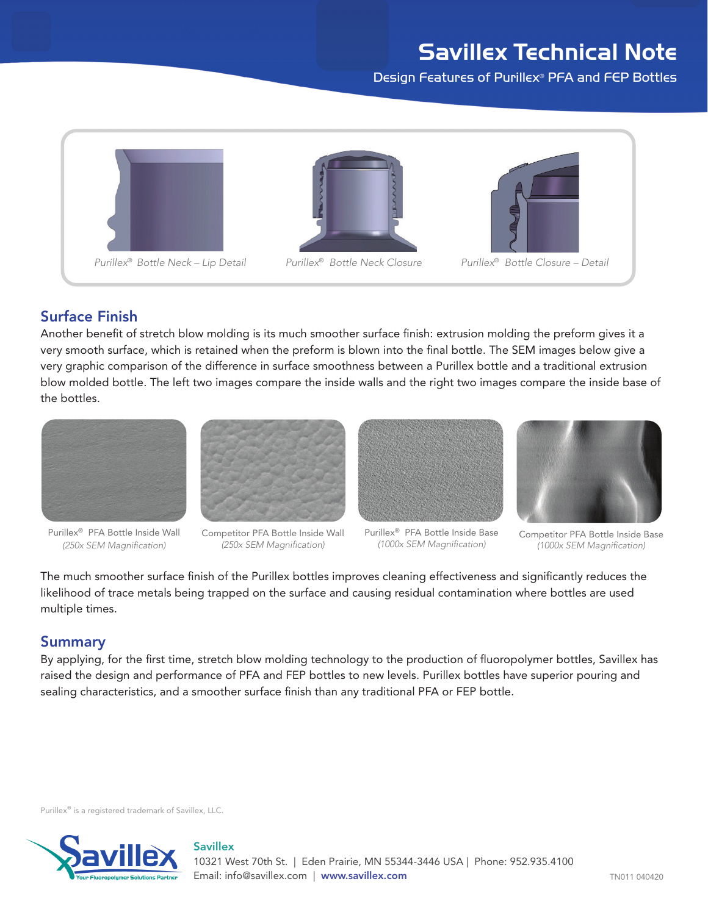Purillex® Bottle Neck – Lip Detail

Purillex® Bottle Neck Closure

Purillex® Bottle Closure – Detail

## Surface Finish

Another benefit of stretch blow molding is its much smoother surface finish: extrusion molding the preform gives it a very smooth surface, which is retained when the preform is blown into the final bottle. The SEM images below give a very graphic comparison of the difference in surface smoothness between a Purillex bottle and a traditional extrusion blow molded bottle. The left two images compare the inside walls and the right two images compare the inside base of the bottles.

Purillex® PFA Bottle Inside Wall
*(250x SEM Magnification)*

Competitor PFA Bottle Inside Wall
*(250x SEM Magnification)*

Purillex® PFA Bottle Inside Base
*(1000x SEM Magnification)*

Competitor PFA Bottle Inside Base
*(1000x SEM Magnification)*

The much smoother surface finish of the Purillex bottles improves cleaning effectiveness and significantly reduces the likelihood of trace metals being trapped on the surface and causing residual contamination where bottles are used multiple times.

## Summary

By applying, for the first time, stretch blow molding technology to the production of fluoropolymer bottles, Savillex has raised the design and performance of PFA and FEP bottles to new levels. Purillex bottles have superior pouring and sealing characteristics, and a smoother surface finish than any traditional PFA or FEP bottle.

Purillex® is a registered trademark of Savillex, LLC.

**Savillex**
10321 West 70th St. | Eden Prairie, MN 55344-3446 USA | Phone: 952.935.4100
Email: info@savillex.com | **www.savillex.com**

TN011 040420